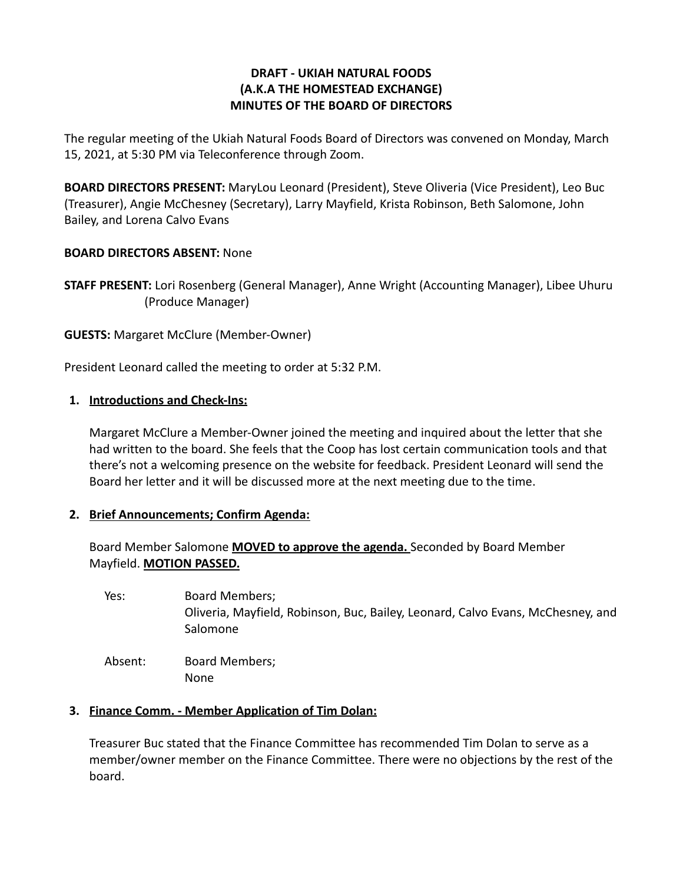# DRAFT - UKIAH NATURAL FOODS
# (A.K.A THE HOMESTEAD EXCHANGE)
# MINUTES OF THE BOARD OF DIRECTORS

The regular meeting of the Ukiah Natural Foods Board of Directors was convened on Monday, March 15, 2021, at 5:30 PM via Teleconference through Zoom.

**BOARD DIRECTORS PRESENT:** MaryLou Leonard (President), Steve Oliveria (Vice President), Leo Buc (Treasurer), Angie McChesney (Secretary), Larry Mayfield, Krista Robinson, Beth Salomone, John Bailey, and Lorena Calvo Evans

**BOARD DIRECTORS ABSENT:** None

**STAFF PRESENT:** Lori Rosenberg (General Manager), Anne Wright (Accounting Manager), Libee Uhuru (Produce Manager)

**GUESTS:** Margaret McClure (Member-Owner)

President Leonard called the meeting to order at 5:32 P.M.

1. **Introductions and Check-Ins:**

   Margaret McClure a Member-Owner joined the meeting and inquired about the letter that she had written to the board. She feels that the Coop has lost certain communication tools and that there's not a welcoming presence on the website for feedback. President Leonard will send the Board her letter and it will be discussed more at the next meeting due to the time.

2. **Brief Announcements; Confirm Agenda:**

   Board Member Salomone **MOVED to approve the agenda.** Seconded by Board Member Mayfield. **MOTION PASSED.**

   Yes: Board Members;
   Oliveria, Mayfield, Robinson, Buc, Bailey, Leonard, Calvo Evans, McChesney, and Salomone

   Absent: Board Members;
   None

3. **Finance Comm. - Member Application of Tim Dolan:**

   Treasurer Buc stated that the Finance Committee has recommended Tim Dolan to serve as a member/owner member on the Finance Committee. There were no objections by the rest of the board.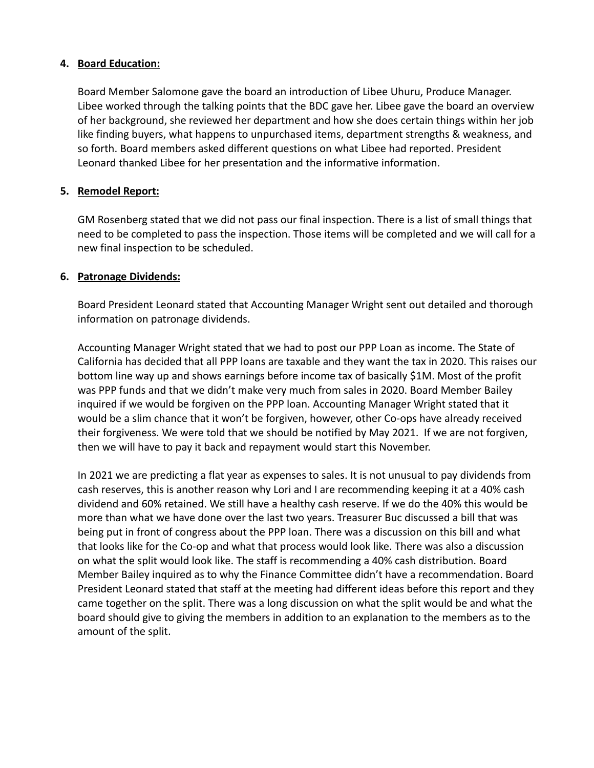4. **Board Education:**

   Board Member Salomone gave the board an introduction of Libee Uhuru, Produce Manager. Libee worked through the talking points that the BDC gave her. Libee gave the board an overview of her background, she reviewed her department and how she does certain things within her job like finding buyers, what happens to unpurchased items, department strengths & weakness, and so forth. Board members asked different questions on what Libee had reported. President Leonard thanked Libee for her presentation and the informative information.

5. **Remodel Report:**

   GM Rosenberg stated that we did not pass our final inspection. There is a list of small things that need to be completed to pass the inspection. Those items will be completed and we will call for a new final inspection to be scheduled.

6. **Patronage Dividends:**

   Board President Leonard stated that Accounting Manager Wright sent out detailed and thorough information on patronage dividends.

   Accounting Manager Wright stated that we had to post our PPP Loan as income. The State of California has decided that all PPP loans are taxable and they want the tax in 2020. This raises our bottom line way up and shows earnings before income tax of basically $1M. Most of the profit was PPP funds and that we didn't make very much from sales in 2020. Board Member Bailey inquired if we would be forgiven on the PPP loan. Accounting Manager Wright stated that it would be a slim chance that it won't be forgiven, however, other Co-ops have already received their forgiveness. We were told that we should be notified by May 2021. If we are not forgiven, then we will have to pay it back and repayment would start this November.

   In 2021 we are predicting a flat year as expenses to sales. It is not unusual to pay dividends from cash reserves, this is another reason why Lori and I are recommending keeping it at a 40% cash dividend and 60% retained. We still have a healthy cash reserve. If we do the 40% this would be more than what we have done over the last two years. Treasurer Buc discussed a bill that was being put in front of congress about the PPP loan. There was a discussion on this bill and what that looks like for the Co-op and what that process would look like. There was also a discussion on what the split would look like. The staff is recommending a 40% cash distribution. Board Member Bailey inquired as to why the Finance Committee didn't have a recommendation. Board President Leonard stated that staff at the meeting had different ideas before this report and they came together on the split. There was a long discussion on what the split would be and what the board should give to giving the members in addition to an explanation to the members as to the amount of the split.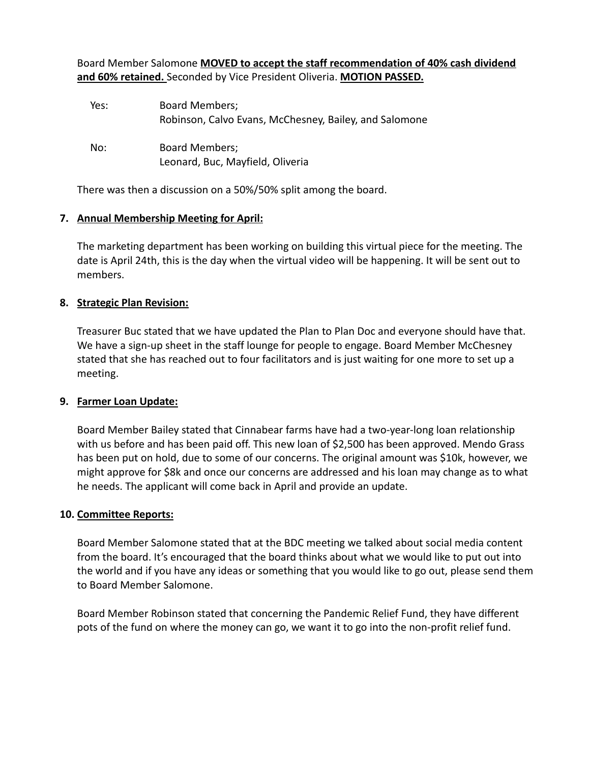Board Member Salomone **MOVED to accept the staff recommendation of 40% cash dividend and 60% retained.** Seconded by Vice President Oliveria. **MOTION PASSED.**

Yes: Board Members;
Robinson, Calvo Evans, McChesney, Bailey, and Salomone

No: Board Members;
Leonard, Buc, Mayfield, Oliveria

There was then a discussion on a 50%/50% split among the board.

**7. Annual Membership Meeting for April:**

The marketing department has been working on building this virtual piece for the meeting. The date is April 24th, this is the day when the virtual video will be happening. It will be sent out to members.

**8. Strategic Plan Revision:**

Treasurer Buc stated that we have updated the Plan to Plan Doc and everyone should have that. We have a sign-up sheet in the staff lounge for people to engage. Board Member McChesney stated that she has reached out to four facilitators and is just waiting for one more to set up a meeting.

**9. Farmer Loan Update:**

Board Member Bailey stated that Cinnabear farms have had a two-year-long loan relationship with us before and has been paid off. This new loan of $2,500 has been approved. Mendo Grass has been put on hold, due to some of our concerns. The original amount was $10k, however, we might approve for $8k and once our concerns are addressed and his loan may change as to what he needs. The applicant will come back in April and provide an update.

**10. Committee Reports:**

Board Member Salomone stated that at the BDC meeting we talked about social media content from the board. It's encouraged that the board thinks about what we would like to put out into the world and if you have any ideas or something that you would like to go out, please send them to Board Member Salomone.

Board Member Robinson stated that concerning the Pandemic Relief Fund, they have different pots of the fund on where the money can go, we want it to go into the non-profit relief fund.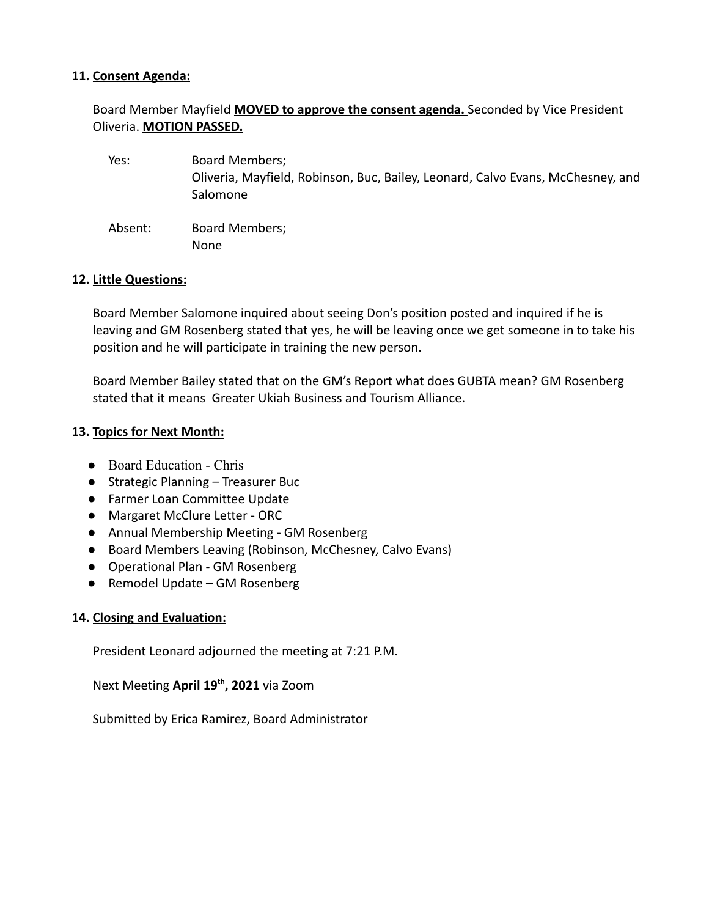**11. <u>Consent Agenda:</u>**

Board Member Mayfield **<u>MOVED to approve the consent agenda.</u>** Seconded by Vice President Oliveria. **<u>MOTION PASSED.</u>**

| | |
|---|---|
| Yes: | Board Members; Oliveria, Mayfield, Robinson, Buc, Bailey, Leonard, Calvo Evans, McChesney, and Salomone |
| Absent: | Board Members; None |

**12. <u>Little Questions:</u>**

Board Member Salomone inquired about seeing Don's position posted and inquired if he is leaving and GM Rosenberg stated that yes, he will be leaving once we get someone in to take his position and he will participate in training the new person.

Board Member Bailey stated that on the GM's Report what does GUBTA mean? GM Rosenberg stated that it means Greater Ukiah Business and Tourism Alliance.

**13. <u>Topics for Next Month:</u>**

- Board Education - Chris
- Strategic Planning – Treasurer Buc
- Farmer Loan Committee Update
- Margaret McClure Letter - ORC
- Annual Membership Meeting - GM Rosenberg
- Board Members Leaving (Robinson, McChesney, Calvo Evans)
- Operational Plan - GM Rosenberg
- Remodel Update – GM Rosenberg

**14. <u>Closing and Evaluation:</u>**

President Leonard adjourned the meeting at 7:21 P.M.

Next Meeting **April 19th, 2021** via Zoom

Submitted by Erica Ramirez, Board Administrator